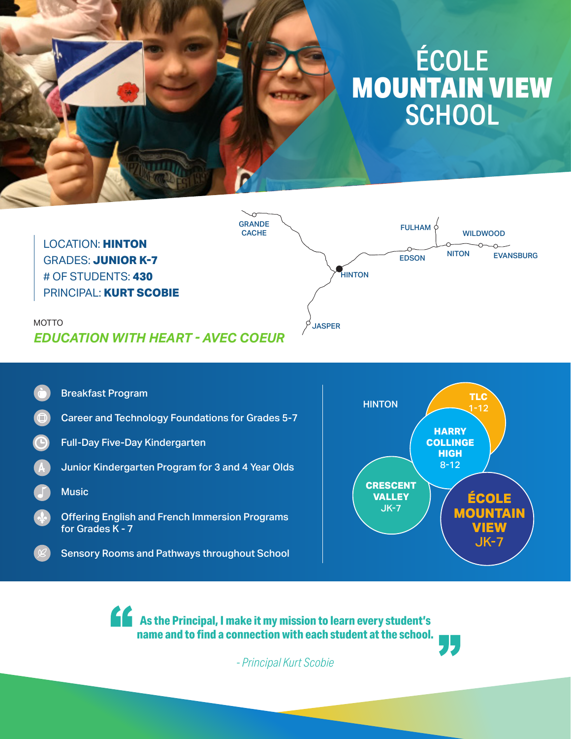# ÉCOLE MOUNTAIN VIEW SCHOOL

LOCATION: **HINTON**
GRADES: **JUNIOR K-7**
# OF STUDENTS: **430**
PRINCIPAL: **KURT SCOBIE**

MOTTO
***EDUCATION WITH HEART - AVEC COEUR***

GRANDE CACHE · FULHAM · WILDWOOD · EDSON · NITON · EVANSBURG · HINTON · JASPER

- Breakfast Program
- Career and Technology Foundations for Grades 5-7
- Full-Day Five-Day Kindergarten
- Junior Kindergarten Program for 3 and 4 Year Olds
- Music
- Offering English and French Immersion Programs for Grades K - 7
- Sensory Rooms and Pathways throughout School

HINTON

- **TLC** 1-12
- **HARRY COLLINGE HIGH** 8-12
- **CRESCENT VALLEY** JK-7
- **ÉCOLE MOUNTAIN VIEW** JK-7

> **As the Principal, I make it my mission to learn every student's name and to find a connection with each student at the school.**
>
> *- Principal Kurt Scobie*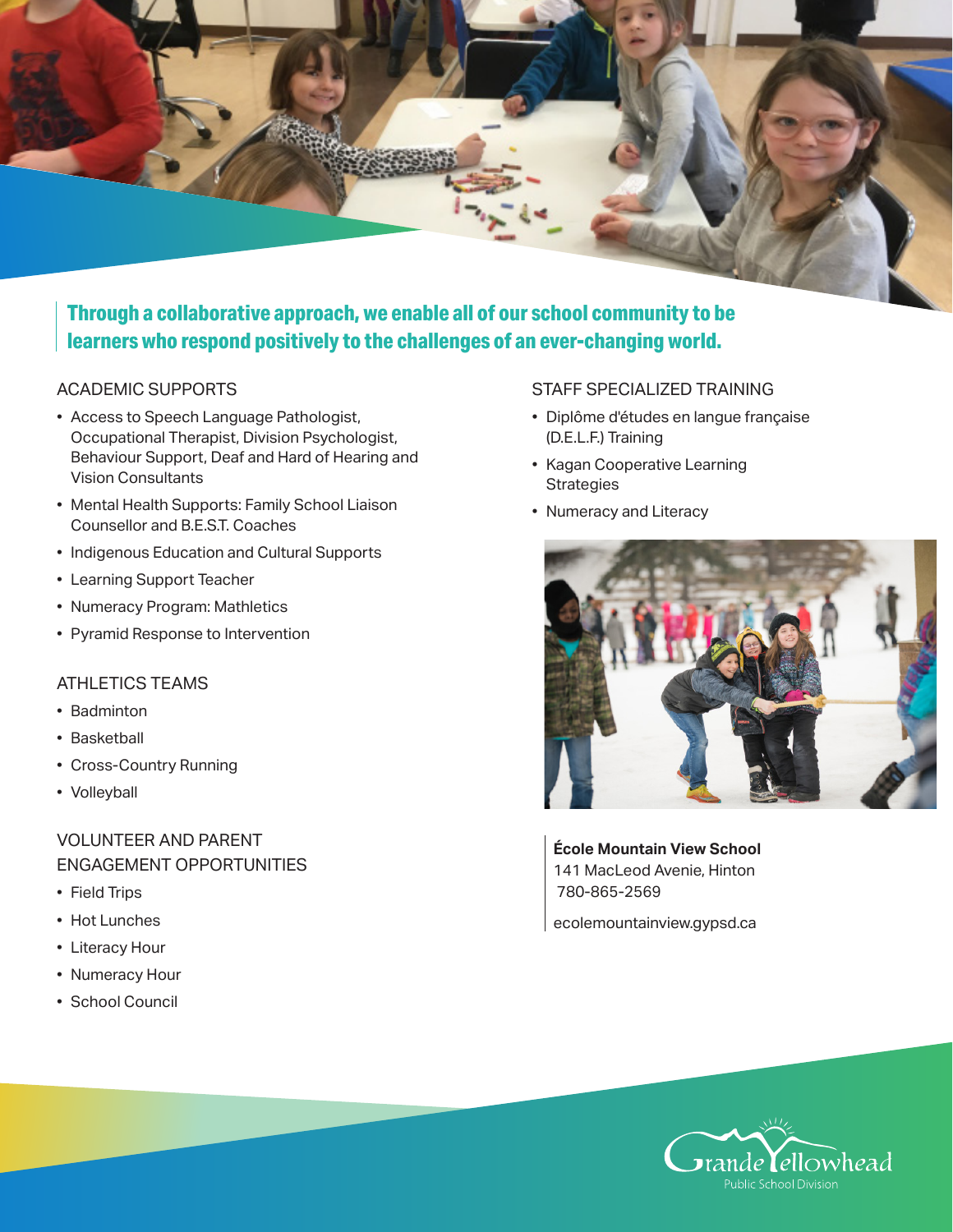**Through a collaborative approach, we enable all of our school community to be learners who respond positively to the challenges of an ever-changing world.**

## ACADEMIC SUPPORTS

- Access to Speech Language Pathologist, Occupational Therapist, Division Psychologist, Behaviour Support, Deaf and Hard of Hearing and Vision Consultants
- Mental Health Supports: Family School Liaison Counsellor and B.E.S.T. Coaches
- Indigenous Education and Cultural Supports
- Learning Support Teacher
- Numeracy Program: Mathletics
- Pyramid Response to Intervention

## ATHLETICS TEAMS

- Badminton
- Basketball
- Cross-Country Running
- Volleyball

## VOLUNTEER AND PARENT ENGAGEMENT OPPORTUNITIES

- Field Trips
- Hot Lunches
- Literacy Hour
- Numeracy Hour
- School Council

## STAFF SPECIALIZED TRAINING

- Diplôme d'études en langue française (D.E.L.F.) Training
- Kagan Cooperative Learning Strategies
- Numeracy and Literacy

**École Mountain View School**
141 MacLeod Avenie, Hinton
780-865-2569

ecolemountainview.gypsd.ca

Grande Yellowhead
Public School Division